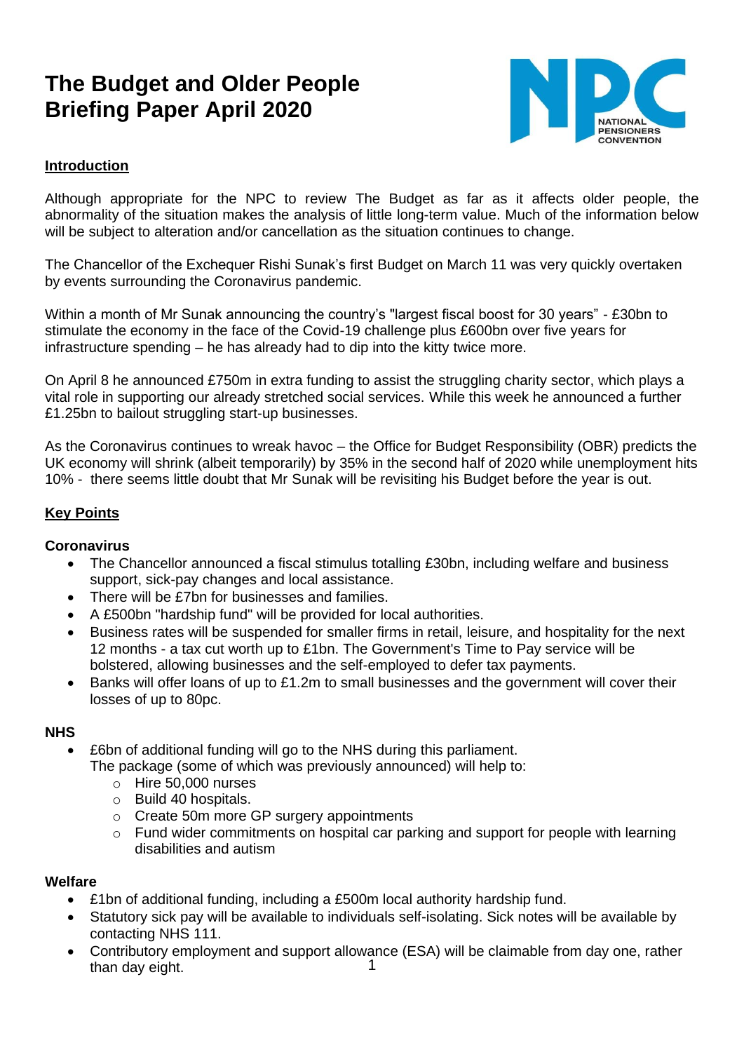# The Budget and Older People
# Briefing Paper April 2020

NATIONAL PENSIONERS CONVENTION

## Introduction

Although appropriate for the NPC to review The Budget as far as it affects older people, the abnormality of the situation makes the analysis of little long-term value. Much of the information below will be subject to alteration and/or cancellation as the situation continues to change.

The Chancellor of the Exchequer Rishi Sunak's first Budget on March 11 was very quickly overtaken by events surrounding the Coronavirus pandemic.

Within a month of Mr Sunak announcing the country's "largest fiscal boost for 30 years" - £30bn to stimulate the economy in the face of the Covid-19 challenge plus £600bn over five years for infrastructure spending – he has already had to dip into the kitty twice more.

On April 8 he announced £750m in extra funding to assist the struggling charity sector, which plays a vital role in supporting our already stretched social services. While this week he announced a further £1.25bn to bailout struggling start-up businesses.

As the Coronavirus continues to wreak havoc – the Office for Budget Responsibility (OBR) predicts the UK economy will shrink (albeit temporarily) by 35% in the second half of 2020 while unemployment hits 10% - there seems little doubt that Mr Sunak will be revisiting his Budget before the year is out.

## Key Points

### Coronavirus

- The Chancellor announced a fiscal stimulus totalling £30bn, including welfare and business support, sick-pay changes and local assistance.
- There will be £7bn for businesses and families.
- A £500bn "hardship fund" will be provided for local authorities.
- Business rates will be suspended for smaller firms in retail, leisure, and hospitality for the next 12 months - a tax cut worth up to £1bn. The Government's Time to Pay service will be bolstered, allowing businesses and the self-employed to defer tax payments.
- Banks will offer loans of up to £1.2m to small businesses and the government will cover their losses of up to 80pc.

### NHS

- £6bn of additional funding will go to the NHS during this parliament.  
  The package (some of which was previously announced) will help to:
  - Hire 50,000 nurses
  - Build 40 hospitals.
  - Create 50m more GP surgery appointments
  - Fund wider commitments on hospital car parking and support for people with learning disabilities and autism

### Welfare

- £1bn of additional funding, including a £500m local authority hardship fund.
- Statutory sick pay will be available to individuals self-isolating. Sick notes will be available by contacting NHS 111.
- Contributory employment and support allowance (ESA) will be claimable from day one, rather than day eight.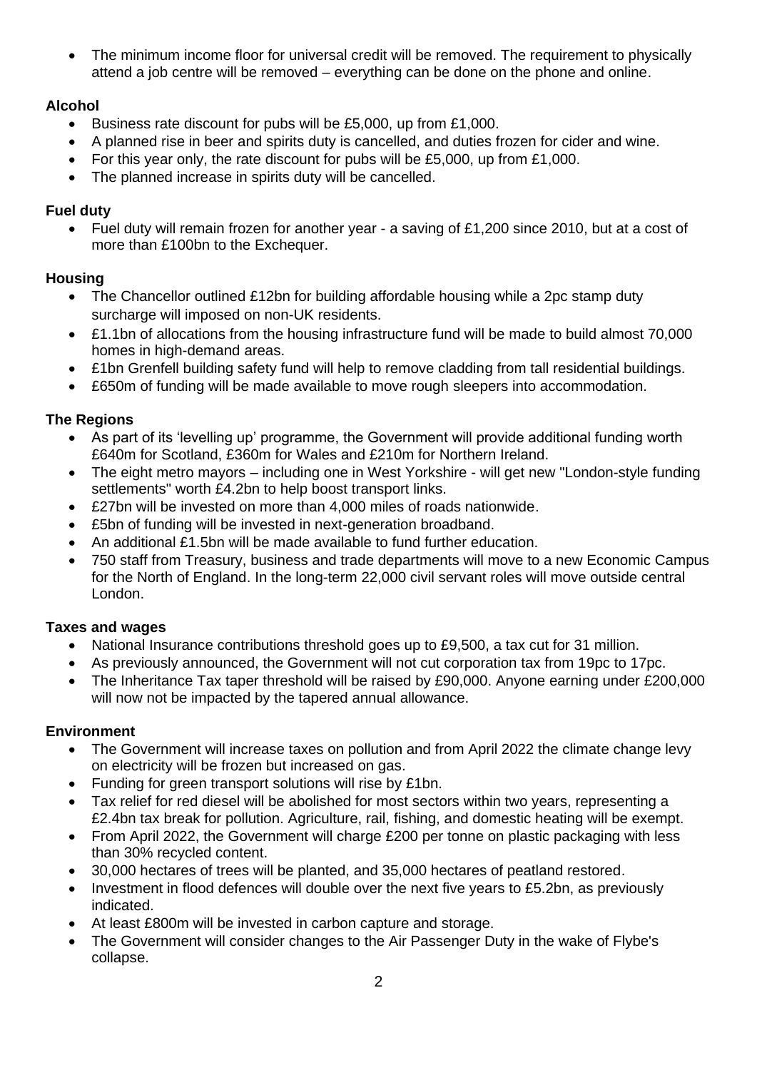- The minimum income floor for universal credit will be removed. The requirement to physically attend a job centre will be removed – everything can be done on the phone and online.

**Alcohol**

- Business rate discount for pubs will be £5,000, up from £1,000.
- A planned rise in beer and spirits duty is cancelled, and duties frozen for cider and wine.
- For this year only, the rate discount for pubs will be £5,000, up from £1,000.
- The planned increase in spirits duty will be cancelled.

**Fuel duty**

- Fuel duty will remain frozen for another year - a saving of £1,200 since 2010, but at a cost of more than £100bn to the Exchequer.

**Housing**

- The Chancellor outlined £12bn for building affordable housing while a 2pc stamp duty surcharge will imposed on non-UK residents.
- £1.1bn of allocations from the housing infrastructure fund will be made to build almost 70,000 homes in high-demand areas.
- £1bn Grenfell building safety fund will help to remove cladding from tall residential buildings.
- £650m of funding will be made available to move rough sleepers into accommodation.

**The Regions**

- As part of its 'levelling up' programme, the Government will provide additional funding worth £640m for Scotland, £360m for Wales and £210m for Northern Ireland.
- The eight metro mayors – including one in West Yorkshire - will get new "London-style funding settlements" worth £4.2bn to help boost transport links.
- £27bn will be invested on more than 4,000 miles of roads nationwide.
- £5bn of funding will be invested in next-generation broadband.
- An additional £1.5bn will be made available to fund further education.
- 750 staff from Treasury, business and trade departments will move to a new Economic Campus for the North of England. In the long-term 22,000 civil servant roles will move outside central London.

**Taxes and wages**

- National Insurance contributions threshold goes up to £9,500, a tax cut for 31 million.
- As previously announced, the Government will not cut corporation tax from 19pc to 17pc.
- The Inheritance Tax taper threshold will be raised by £90,000. Anyone earning under £200,000 will now not be impacted by the tapered annual allowance.

**Environment**

- The Government will increase taxes on pollution and from April 2022 the climate change levy on electricity will be frozen but increased on gas.
- Funding for green transport solutions will rise by £1bn.
- Tax relief for red diesel will be abolished for most sectors within two years, representing a £2.4bn tax break for pollution. Agriculture, rail, fishing, and domestic heating will be exempt.
- From April 2022, the Government will charge £200 per tonne on plastic packaging with less than 30% recycled content.
- 30,000 hectares of trees will be planted, and 35,000 hectares of peatland restored.
- Investment in flood defences will double over the next five years to £5.2bn, as previously indicated.
- At least £800m will be invested in carbon capture and storage.
- The Government will consider changes to the Air Passenger Duty in the wake of Flybe's collapse.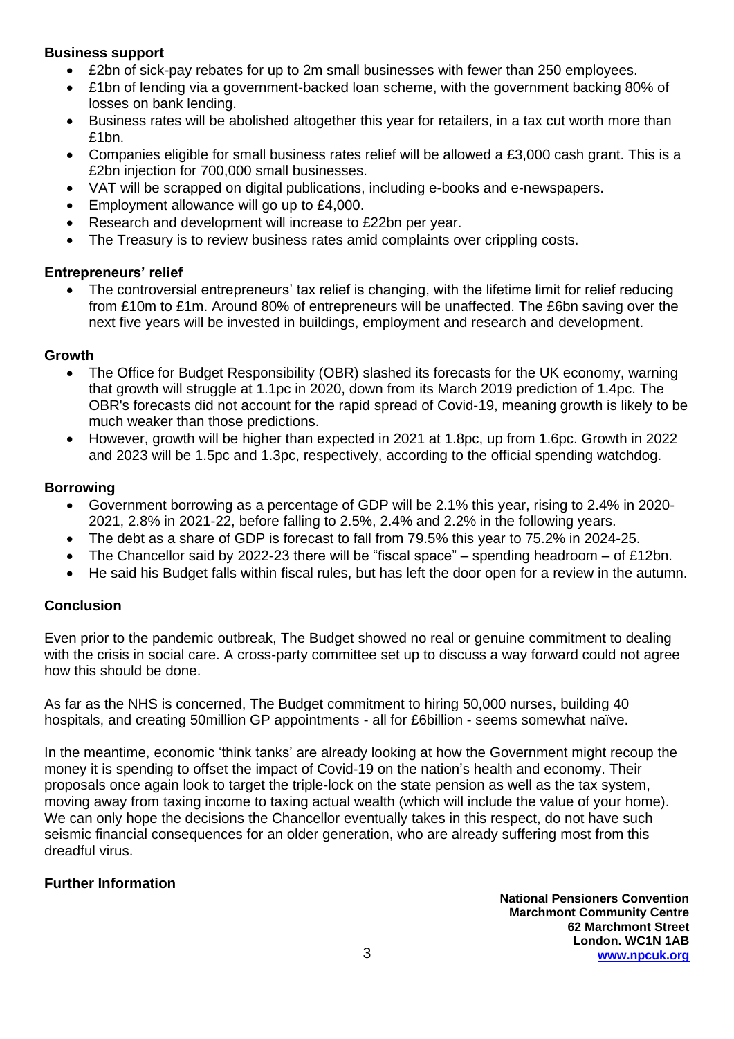## Business support

- £2bn of sick-pay rebates for up to 2m small businesses with fewer than 250 employees.
- £1bn of lending via a government-backed loan scheme, with the government backing 80% of losses on bank lending.
- Business rates will be abolished altogether this year for retailers, in a tax cut worth more than £1bn.
- Companies eligible for small business rates relief will be allowed a £3,000 cash grant. This is a £2bn injection for 700,000 small businesses.
- VAT will be scrapped on digital publications, including e-books and e-newspapers.
- Employment allowance will go up to £4,000.
- Research and development will increase to £22bn per year.
- The Treasury is to review business rates amid complaints over crippling costs.

## Entrepreneurs' relief

- The controversial entrepreneurs' tax relief is changing, with the lifetime limit for relief reducing from £10m to £1m. Around 80% of entrepreneurs will be unaffected. The £6bn saving over the next five years will be invested in buildings, employment and research and development.

## Growth

- The Office for Budget Responsibility (OBR) slashed its forecasts for the UK economy, warning that growth will struggle at 1.1pc in 2020, down from its March 2019 prediction of 1.4pc. The OBR's forecasts did not account for the rapid spread of Covid-19, meaning growth is likely to be much weaker than those predictions.
- However, growth will be higher than expected in 2021 at 1.8pc, up from 1.6pc. Growth in 2022 and 2023 will be 1.5pc and 1.3pc, respectively, according to the official spending watchdog.

## Borrowing

- Government borrowing as a percentage of GDP will be 2.1% this year, rising to 2.4% in 2020-2021, 2.8% in 2021-22, before falling to 2.5%, 2.4% and 2.2% in the following years.
- The debt as a share of GDP is forecast to fall from 79.5% this year to 75.2% in 2024-25.
- The Chancellor said by 2022-23 there will be "fiscal space" – spending headroom – of £12bn.
- He said his Budget falls within fiscal rules, but has left the door open for a review in the autumn.

## Conclusion

Even prior to the pandemic outbreak, The Budget showed no real or genuine commitment to dealing with the crisis in social care. A cross-party committee set up to discuss a way forward could not agree how this should be done.

As far as the NHS is concerned, The Budget commitment to hiring 50,000 nurses, building 40 hospitals, and creating 50million GP appointments - all for £6billion - seems somewhat naïve.

In the meantime, economic 'think tanks' are already looking at how the Government might recoup the money it is spending to offset the impact of Covid-19 on the nation's health and economy. Their proposals once again look to target the triple-lock on the state pension as well as the tax system, moving away from taxing income to taxing actual wealth (which will include the value of your home). We can only hope the decisions the Chancellor eventually takes in this respect, do not have such seismic financial consequences for an older generation, who are already suffering most from this dreadful virus.

## Further Information

**National Pensioners Convention**
**Marchmont Community Centre**
**62 Marchmont Street**
**London. WC1N 1AB**
**www.npcuk.org**